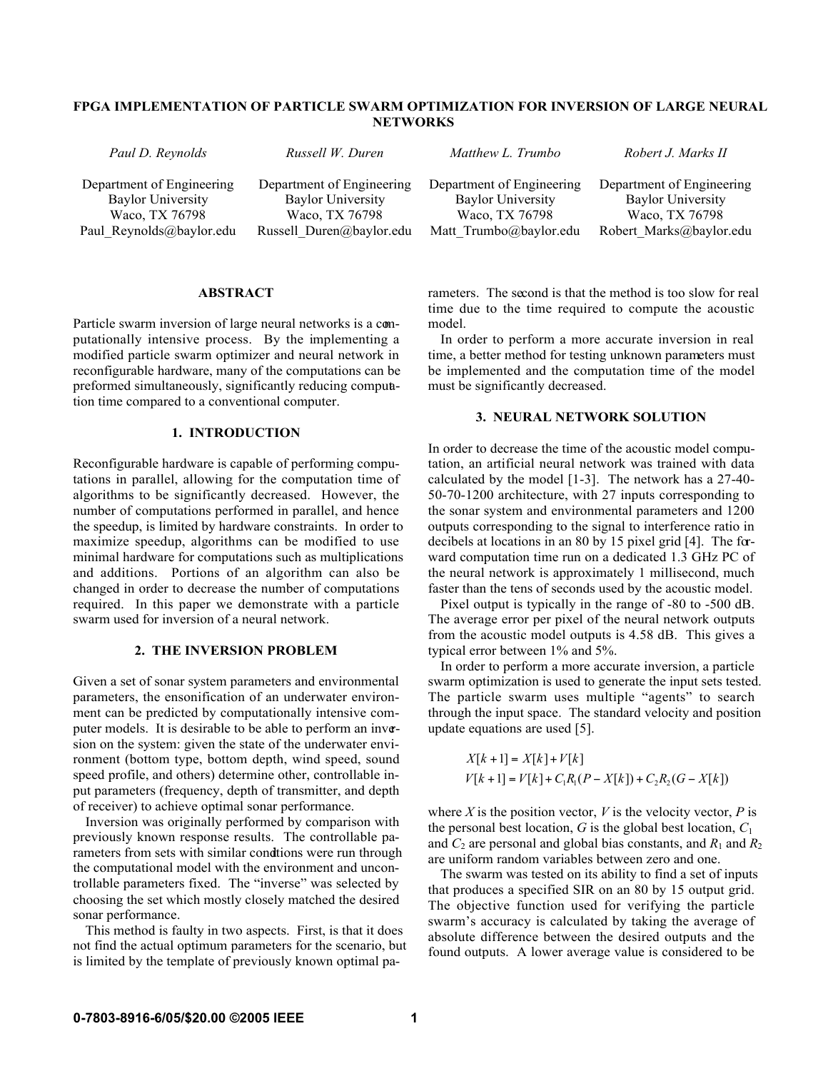# FPGA IMPLEMENTATION OF PARTICLE SWARM OPTIMIZATION FOR INVERSION OF LARGE NEURAL NETWORKS

*Paul D. Reynolds*
Department of Engineering
Baylor University
Waco, TX 76798
Paul_Reynolds@baylor.edu

*Russell W. Duren*
Department of Engineering
Baylor University
Waco, TX 76798
Russell_Duren@baylor.edu

*Matthew L. Trumbo*
Department of Engineering
Baylor University
Waco, TX 76798
Matt_Trumbo@baylor.edu

*Robert J. Marks II*
Department of Engineering
Baylor University
Waco, TX 76798
Robert_Marks@baylor.edu

## ABSTRACT

Particle swarm inversion of large neural networks is a computationally intensive process. By the implementing a modified particle swarm optimizer and neural network in reconfigurable hardware, many of the computations can be preformed simultaneously, significantly reducing computation time compared to a conventional computer.

## 1. INTRODUCTION

Reconfigurable hardware is capable of performing computations in parallel, allowing for the computation time of algorithms to be significantly decreased. However, the number of computations performed in parallel, and hence the speedup, is limited by hardware constraints. In order to maximize speedup, algorithms can be modified to use minimal hardware for computations such as multiplications and additions. Portions of an algorithm can also be changed in order to decrease the number of computations required. In this paper we demonstrate with a particle swarm used for inversion of a neural network.

## 2. THE INVERSION PROBLEM

Given a set of sonar system parameters and environmental parameters, the ensonification of an underwater environment can be predicted by computationally intensive computer models. It is desirable to be able to perform an inversion on the system: given the state of the underwater environment (bottom type, bottom depth, wind speed, sound speed profile, and others) determine other, controllable input parameters (frequency, depth of transmitter, and depth of receiver) to achieve optimal sonar performance.

Inversion was originally performed by comparison with previously known response results. The controllable parameters from sets with similar conditions were run through the computational model with the environment and uncontrollable parameters fixed. The "inverse" was selected by choosing the set which mostly closely matched the desired sonar performance.

This method is faulty in two aspects. First, is that it does not find the actual optimum parameters for the scenario, but is limited by the template of previously known optimal parameters. The second is that the method is too slow for real time due to the time required to compute the acoustic model.

In order to perform a more accurate inversion in real time, a better method for testing unknown parameters must be implemented and the computation time of the model must be significantly decreased.

## 3. NEURAL NETWORK SOLUTION

In order to decrease the time of the acoustic model computation, an artificial neural network was trained with data calculated by the model [1-3]. The network has a 27-40-50-70-1200 architecture, with 27 inputs corresponding to the sonar system and environmental parameters and 1200 outputs corresponding to the signal to interference ratio in decibels at locations in an 80 by 15 pixel grid [4]. The forward computation time run on a dedicated 1.3 GHz PC of the neural network is approximately 1 millisecond, much faster than the tens of seconds used by the acoustic model.

Pixel output is typically in the range of -80 to -500 dB. The average error per pixel of the neural network outputs from the acoustic model outputs is 4.58 dB. This gives a typical error between 1% and 5%.

In order to perform a more accurate inversion, a particle swarm optimization is used to generate the input sets tested. The particle swarm uses multiple "agents" to search through the input space. The standard velocity and position update equations are used [5].

$$X[k+1] = X[k] + V[k]$$
$$V[k+1] = V[k] + C_1R_1(P - X[k]) + C_2R_2(G - X[k])$$

where $X$ is the position vector, $V$ is the velocity vector, $P$ is the personal best location, $G$ is the global best location, $C_1$ and $C_2$ are personal and global bias constants, and $R_1$ and $R_2$ are uniform random variables between zero and one.

The swarm was tested on its ability to find a set of inputs that produces a specified SIR on an 80 by 15 output grid. The objective function used for verifying the particle swarm's accuracy is calculated by taking the average of absolute difference between the desired outputs and the found outputs. A lower average value is considered to be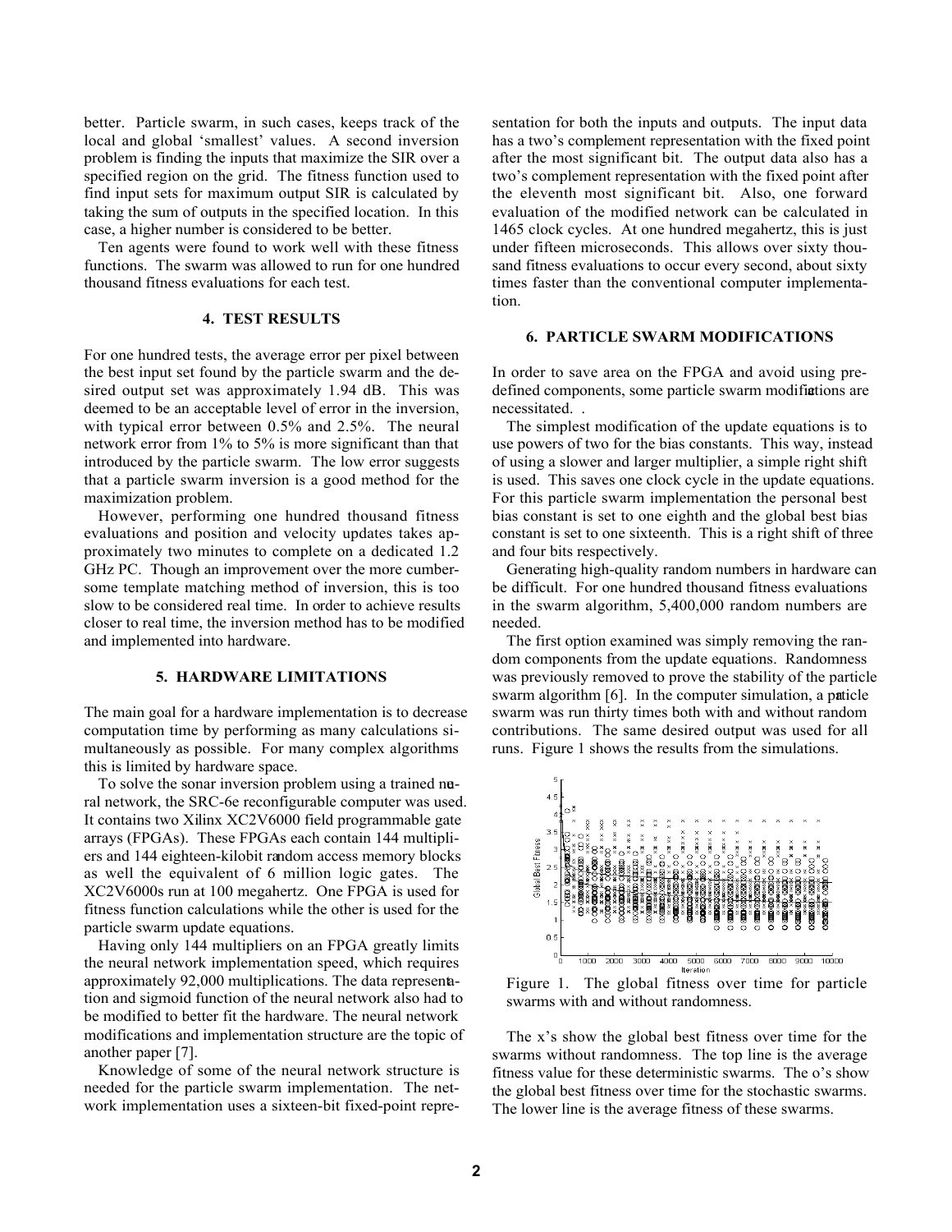better. Particle swarm, in such cases, keeps track of the local and global 'smallest' values. A second inversion problem is finding the inputs that maximize the SIR over a specified region on the grid. The fitness function used to find input sets for maximum output SIR is calculated by taking the sum of outputs in the specified location. In this case, a higher number is considered to be better.

Ten agents were found to work well with these fitness functions. The swarm was allowed to run for one hundred thousand fitness evaluations for each test.

## 4. TEST RESULTS

For one hundred tests, the average error per pixel between the best input set found by the particle swarm and the desired output set was approximately 1.94 dB. This was deemed to be an acceptable level of error in the inversion, with typical error between 0.5% and 2.5%. The neural network error from 1% to 5% is more significant than that introduced by the particle swarm. The low error suggests that a particle swarm inversion is a good method for the maximization problem.

However, performing one hundred thousand fitness evaluations and position and velocity updates takes approximately two minutes to complete on a dedicated 1.2 GHz PC. Though an improvement over the more cumbersome template matching method of inversion, this is too slow to be considered real time. In order to achieve results closer to real time, the inversion method has to be modified and implemented into hardware.

## 5. HARDWARE LIMITATIONS

The main goal for a hardware implementation is to decrease computation time by performing as many calculations simultaneously as possible. For many complex algorithms this is limited by hardware space.

To solve the sonar inversion problem using a trained neural network, the SRC-6e reconfigurable computer was used. It contains two Xilinx XC2V6000 field programmable gate arrays (FPGAs). These FPGAs each contain 144 multipliers and 144 eighteen-kilobit random access memory blocks as well the equivalent of 6 million logic gates. The XC2V6000s run at 100 megahertz. One FPGA is used for fitness function calculations while the other is used for the particle swarm update equations.

Having only 144 multipliers on an FPGA greatly limits the neural network implementation speed, which requires approximately 92,000 multiplications. The data representation and sigmoid function of the neural network also had to be modified to better fit the hardware. The neural network modifications and implementation structure are the topic of another paper [7].

Knowledge of some of the neural network structure is needed for the particle swarm implementation. The network implementation uses a sixteen-bit fixed-point representation for both the inputs and outputs. The input data has a two's complement representation with the fixed point after the most significant bit. The output data also has a two's complement representation with the fixed point after the eleventh most significant bit. Also, one forward evaluation of the modified network can be calculated in 1465 clock cycles. At one hundred megahertz, this is just under fifteen microseconds. This allows over sixty thousand fitness evaluations to occur every second, about sixty times faster than the conventional computer implementation.

## 6. PARTICLE SWARM MODIFICATIONS

In order to save area on the FPGA and avoid using predefined components, some particle swarm modifications are necessitated. .

The simplest modification of the update equations is to use powers of two for the bias constants. This way, instead of using a slower and larger multiplier, a simple right shift is used. This saves one clock cycle in the update equations. For this particle swarm implementation the personal best bias constant is set to one eighth and the global best bias constant is set to one sixteenth. This is a right shift of three and four bits respectively.

Generating high-quality random numbers in hardware can be difficult. For one hundred thousand fitness evaluations in the swarm algorithm, 5,400,000 random numbers are needed.

The first option examined was simply removing the random components from the update equations. Randomness was previously removed to prove the stability of the particle swarm algorithm [6]. In the computer simulation, a particle swarm was run thirty times both with and without random contributions. The same desired output was used for all runs. Figure 1 shows the results from the simulations.

Figure 1. The global fitness over time for particle swarms with and without randomness.

The x's show the global best fitness over time for the swarms without randomness. The top line is the average fitness value for these deterministic swarms. The o's show the global best fitness over time for the stochastic swarms. The lower line is the average fitness of these swarms.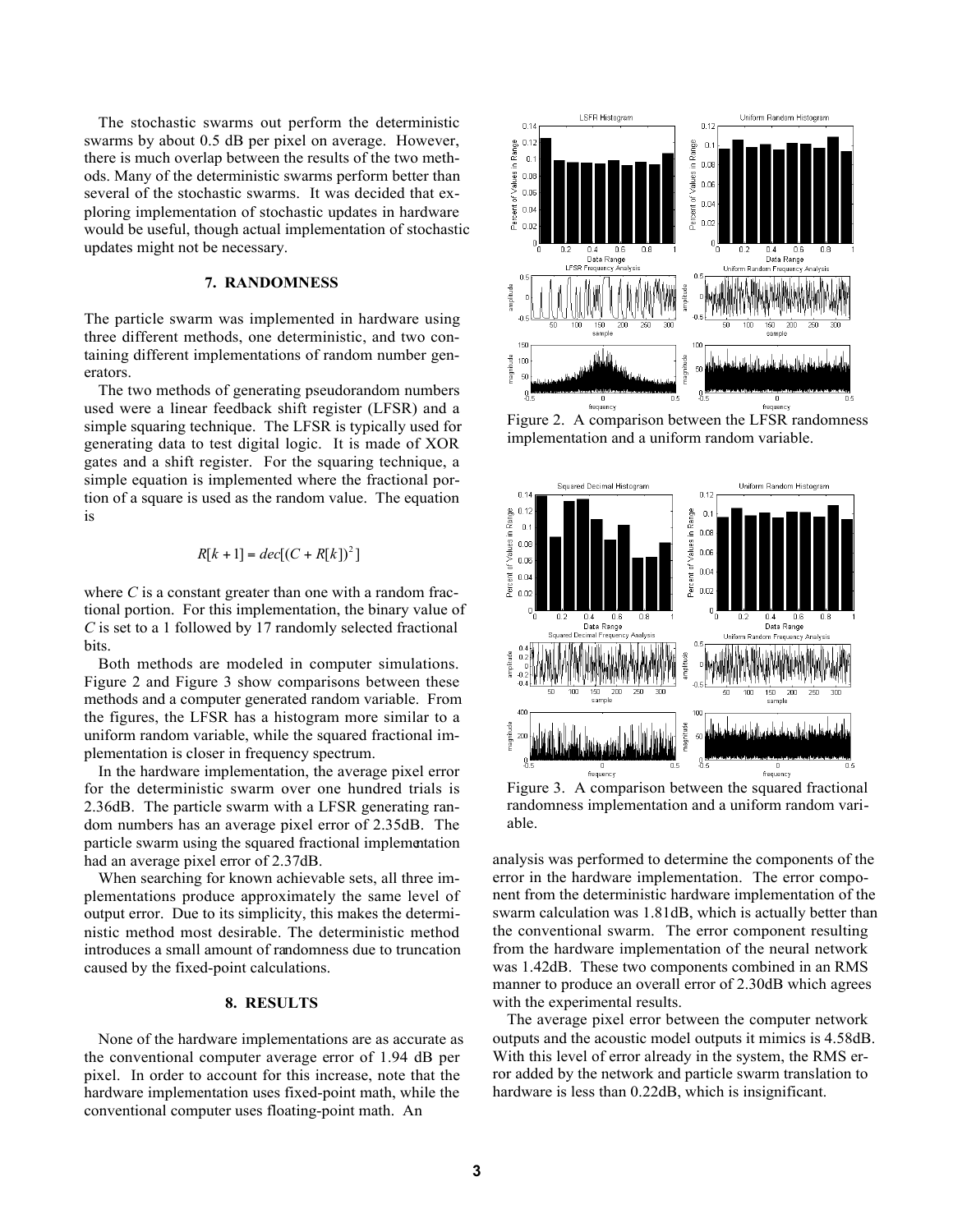The stochastic swarms out perform the deterministic swarms by about 0.5 dB per pixel on average. However, there is much overlap between the results of the two methods. Many of the deterministic swarms perform better than several of the stochastic swarms. It was decided that exploring implementation of stochastic updates in hardware would be useful, though actual implementation of stochastic updates might not be necessary.

## 7. RANDOMNESS

The particle swarm was implemented in hardware using three different methods, one deterministic, and two containing different implementations of random number generators.

The two methods of generating pseudorandom numbers used were a linear feedback shift register (LFSR) and a simple squaring technique. The LFSR is typically used for generating data to test digital logic. It is made of XOR gates and a shift register. For the squaring technique, a simple equation is implemented where the fractional portion of a square is used as the random value. The equation is

$$R[k+1] = dec[(C + R[k])^2]$$

where $C$ is a constant greater than one with a random fractional portion. For this implementation, the binary value of $C$ is set to a 1 followed by 17 randomly selected fractional bits.

Both methods are modeled in computer simulations. Figure 2 and Figure 3 show comparisons between these methods and a computer generated random variable. From the figures, the LFSR has a histogram more similar to a uniform random variable, while the squared fractional implementation is closer in frequency spectrum.

In the hardware implementation, the average pixel error for the deterministic swarm over one hundred trials is 2.36dB. The particle swarm with a LFSR generating random numbers has an average pixel error of 2.35dB. The particle swarm using the squared fractional implementation had an average pixel error of 2.37dB.

When searching for known achievable sets, all three implementations produce approximately the same level of output error. Due to its simplicity, this makes the deterministic method most desirable. The deterministic method introduces a small amount of randomness due to truncation caused by the fixed-point calculations.

Figure 2. A comparison between the LFSR randomness implementation and a uniform random variable.

Figure 3. A comparison between the squared fractional randomness implementation and a uniform random variable.

## 8. RESULTS

None of the hardware implementations are as accurate as the conventional computer average error of 1.94 dB per pixel. In order to account for this increase, note that the hardware implementation uses fixed-point math, while the conventional computer uses floating-point math. An analysis was performed to determine the components of the error in the hardware implementation. The error component from the deterministic hardware implementation of the swarm calculation was 1.81dB, which is actually better than the conventional swarm. The error component resulting from the hardware implementation of the neural network was 1.42dB. These two components combined in an RMS manner to produce an overall error of 2.30dB which agrees with the experimental results.

The average pixel error between the computer network outputs and the acoustic model outputs it mimics is 4.58dB. With this level of error already in the system, the RMS error added by the network and particle swarm translation to hardware is less than 0.22dB, which is insignificant.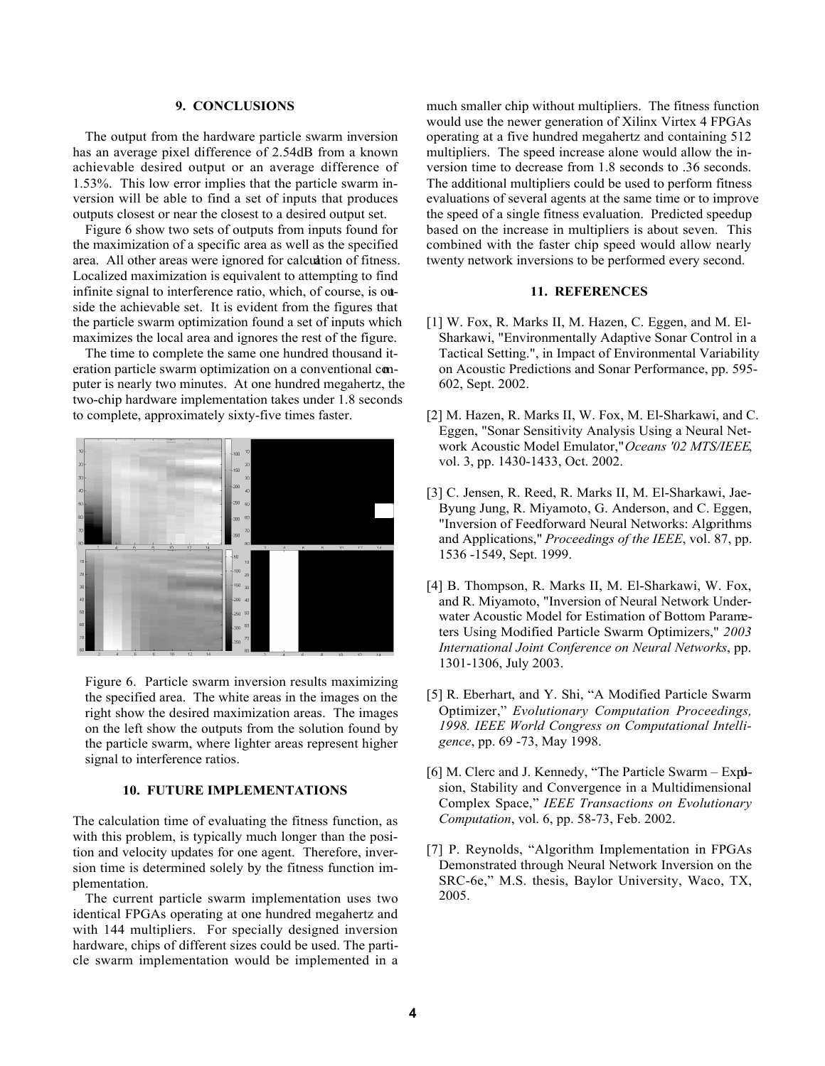## 9. CONCLUSIONS

The output from the hardware particle swarm inversion has an average pixel difference of 2.54dB from a known achievable desired output or an average difference of 1.53%. This low error implies that the particle swarm inversion will be able to find a set of inputs that produces outputs closest or near the closest to a desired output set.

Figure 6 show two sets of outputs from inputs found for the maximization of a specific area as well as the specified area. All other areas were ignored for calculation of fitness. Localized maximization is equivalent to attempting to find infinite signal to interference ratio, which, of course, is outside the achievable set. It is evident from the figures that the particle swarm optimization found a set of inputs which maximizes the local area and ignores the rest of the figure.

The time to complete the same one hundred thousand iteration particle swarm optimization on a conventional computer is nearly two minutes. At one hundred megahertz, the two-chip hardware implementation takes under 1.8 seconds to complete, approximately sixty-five times faster.

Figure 6. Particle swarm inversion results maximizing the specified area. The white areas in the images on the right show the desired maximization areas. The images on the left show the outputs from the solution found by the particle swarm, where lighter areas represent higher signal to interference ratios.

## 10. FUTURE IMPLEMENTATIONS

The calculation time of evaluating the fitness function, as with this problem, is typically much longer than the position and velocity updates for one agent. Therefore, inversion time is determined solely by the fitness function implementation.

The current particle swarm implementation uses two identical FPGAs operating at one hundred megahertz and with 144 multipliers. For specially designed inversion hardware, chips of different sizes could be used. The particle swarm implementation would be implemented in a much smaller chip without multipliers. The fitness function would use the newer generation of Xilinx Virtex 4 FPGAs operating at a five hundred megahertz and containing 512 multipliers. The speed increase alone would allow the inversion time to decrease from 1.8 seconds to .36 seconds. The additional multipliers could be used to perform fitness evaluations of several agents at the same time or to improve the speed of a single fitness evaluation. Predicted speedup based on the increase in multipliers is about seven. This combined with the faster chip speed would allow nearly twenty network inversions to be performed every second.

## 11. REFERENCES

[1] W. Fox, R. Marks II, M. Hazen, C. Eggen, and M. El-Sharkawi, "Environmentally Adaptive Sonar Control in a Tactical Setting.", in Impact of Environmental Variability on Acoustic Predictions and Sonar Performance, pp. 595-602, Sept. 2002.

[2] M. Hazen, R. Marks II, W. Fox, M. El-Sharkawi, and C. Eggen, "Sonar Sensitivity Analysis Using a Neural Network Acoustic Model Emulator," *Oceans '02 MTS/IEEE*, vol. 3, pp. 1430-1433, Oct. 2002.

[3] C. Jensen, R. Reed, R. Marks II, M. El-Sharkawi, Jae-Byung Jung, R. Miyamoto, G. Anderson, and C. Eggen, "Inversion of Feedforward Neural Networks: Algorithms and Applications," *Proceedings of the IEEE*, vol. 87, pp. 1536 -1549, Sept. 1999.

[4] B. Thompson, R. Marks II, M. El-Sharkawi, W. Fox, and R. Miyamoto, "Inversion of Neural Network Underwater Acoustic Model for Estimation of Bottom Parameters Using Modified Particle Swarm Optimizers," *2003 International Joint Conference on Neural Networks*, pp. 1301-1306, July 2003.

[5] R. Eberhart, and Y. Shi, "A Modified Particle Swarm Optimizer," *Evolutionary Computation Proceedings, 1998. IEEE World Congress on Computational Intelligence*, pp. 69 -73, May 1998.

[6] M. Clerc and J. Kennedy, "The Particle Swarm – Explosion, Stability and Convergence in a Multidimensional Complex Space," *IEEE Transactions on Evolutionary Computation*, vol. 6, pp. 58-73, Feb. 2002.

[7] P. Reynolds, "Algorithm Implementation in FPGAs Demonstrated through Neural Network Inversion on the SRC-6e," M.S. thesis, Baylor University, Waco, TX, 2005.